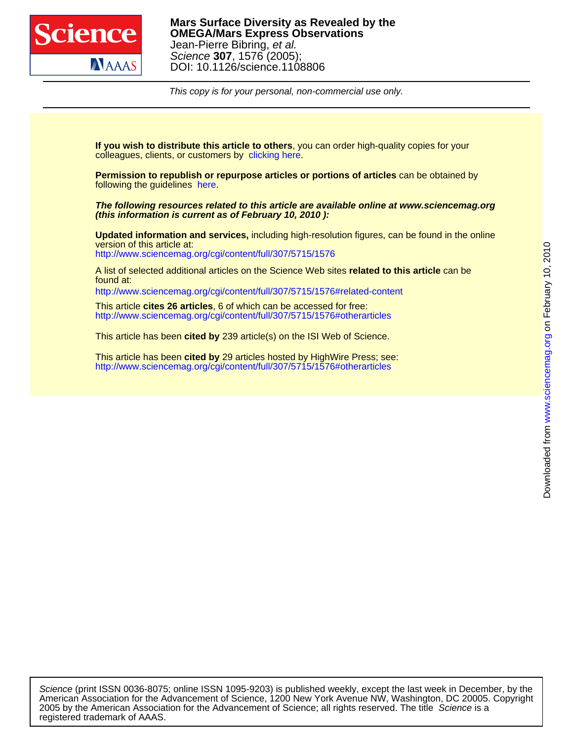**Mars Surface Diversity as Revealed by the OMEGA/Mars Express Observations**
Jean-Pierre Bibring, *et al.*
*Science* **307**, 1576 (2005);
DOI: 10.1126/science.1108806

*This copy is for your personal, non-commercial use only.*

**If you wish to distribute this article to others**, you can order high-quality copies for your colleagues, clients, or customers by clicking here.

**Permission to republish or repurpose articles or portions of articles** can be obtained by following the guidelines here.

***The following resources related to this article are available online at www.sciencemag.org (this information is current as of February 10, 2010 ):***

**Updated information and services,** including high-resolution figures, can be found in the online version of this article at:
http://www.sciencemag.org/cgi/content/full/307/5715/1576

A list of selected additional articles on the Science Web sites **related to this article** can be found at:
http://www.sciencemag.org/cgi/content/full/307/5715/1576#related-content

This article **cites 26 articles**, 6 of which can be accessed for free:
http://www.sciencemag.org/cgi/content/full/307/5715/1576#otherarticles

This article has been **cited by** 239 article(s) on the ISI Web of Science.

This article has been **cited by** 29 articles hosted by HighWire Press; see:
http://www.sciencemag.org/cgi/content/full/307/5715/1576#otherarticles

Downloaded from www.sciencemag.org on February 10, 2010

*Science* (print ISSN 0036-8075; online ISSN 1095-9203) is published weekly, except the last week in December, by the American Association for the Advancement of Science, 1200 New York Avenue NW, Washington, DC 20005. Copyright 2005 by the American Association for the Advancement of Science; all rights reserved. The title *Science* is a registered trademark of AAAS.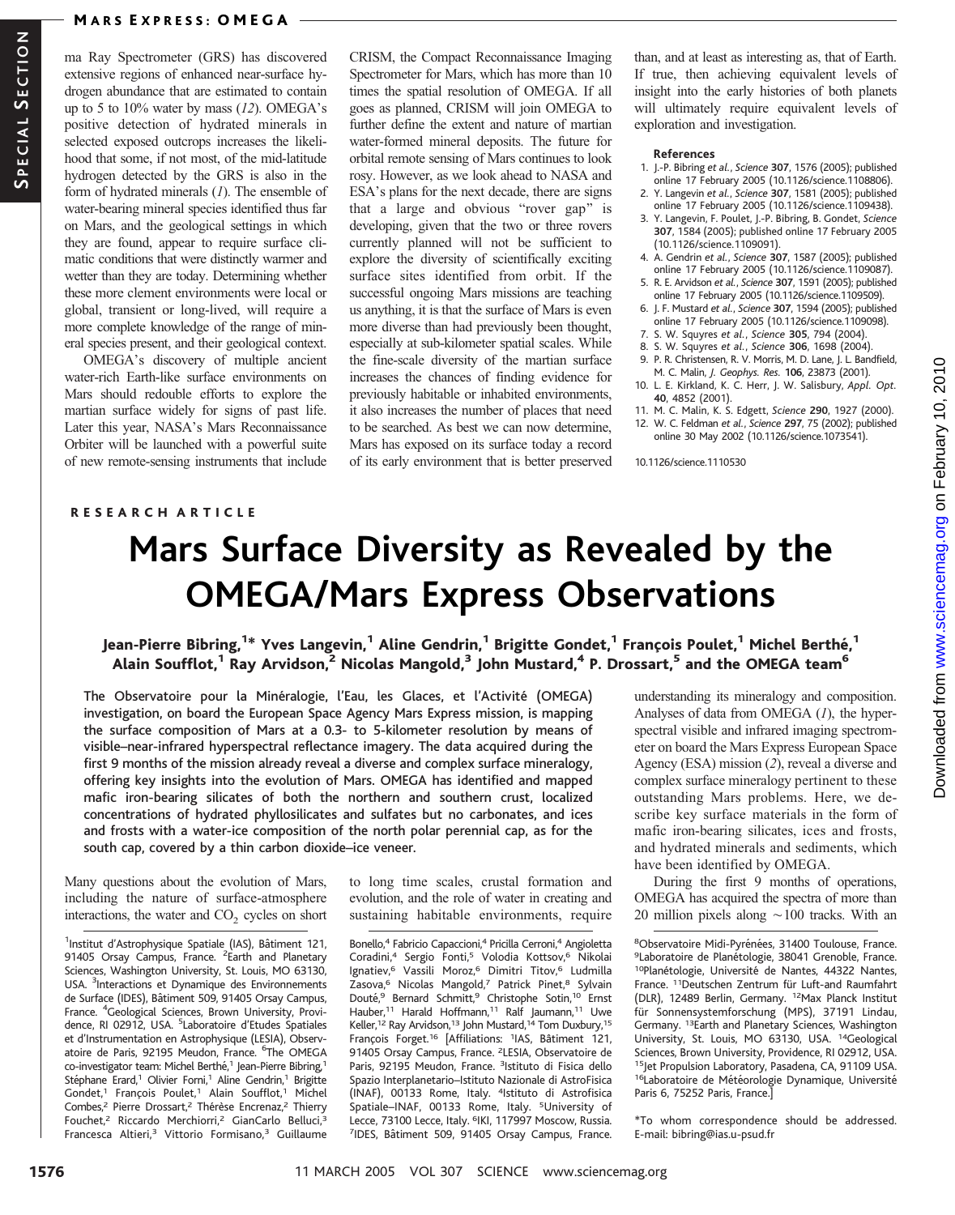ma Ray Spectrometer (GRS) has discovered extensive regions of enhanced near-surface hydrogen abundance that are estimated to contain up to 5 to 10% water by mass (*12*). OMEGA's positive detection of hydrated minerals in selected exposed outcrops increases the likelihood that some, if not most, of the mid-latitude hydrogen detected by the GRS is also in the form of hydrated minerals (*1*). The ensemble of water-bearing mineral species identified thus far on Mars, and the geological settings in which they are found, appear to require surface climatic conditions that were distinctly warmer and wetter than they are today. Determining whether these more clement environments were local or global, transient or long-lived, will require a more complete knowledge of the range of mineral species present, and their geological context.

OMEGA's discovery of multiple ancient water-rich Earth-like surface environments on Mars should redouble efforts to explore the martian surface widely for signs of past life. Later this year, NASA's Mars Reconnaissance Orbiter will be launched with a powerful suite of new remote-sensing instruments that include CRISM, the Compact Reconnaissance Imaging Spectrometer for Mars, which has more than 10 times the spatial resolution of OMEGA. If all goes as planned, CRISM will join OMEGA to further define the extent and nature of martian water-formed mineral deposits. The future for orbital remote sensing of Mars continues to look rosy. However, as we look ahead to NASA and ESA's plans for the next decade, there are signs that a large and obvious "rover gap" is developing, given that the two or three rovers currently planned will not be sufficient to explore the diversity of scientifically exciting surface sites identified from orbit. If the successful ongoing Mars missions are teaching us anything, it is that the surface of Mars is even more diverse than had previously been thought, especially at sub-kilometer spatial scales. While the fine-scale diversity of the martian surface increases the chances of finding evidence for previously habitable or inhabited environments, it also increases the number of places that need to be searched. As best we can now determine, Mars has exposed on its surface today a record of its early environment that is better preserved than, and at least as interesting as, that of Earth. If true, then achieving equivalent levels of insight into the early histories of both planets will ultimately require equivalent levels of exploration and investigation.

### References

1. J.-P. Bibring *et al.*, *Science* **307**, 1576 (2005); published online 17 February 2005 (10.1126/science.1108806).
2. Y. Langevin *et al.*, *Science* **307**, 1581 (2005); published online 17 February 2005 (10.1126/science.1109438).
3. Y. Langevin, F. Poulet, J.-P. Bibring, B. Gondet, *Science* **307**, 1584 (2005); published online 17 February 2005 (10.1126/science.1109091).
4. A. Gendrin *et al.*, *Science* **307**, 1587 (2005); published online 17 February 2005 (10.1126/science.1109087).
5. R. E. Arvidson *et al.*, *Science* **307**, 1591 (2005); published online 17 February 2005 (10.1126/science.1109509).
6. J. F. Mustard *et al.*, *Science* **307**, 1594 (2005); published online 17 February 2005 (10.1126/science.1109098).
7. S. W. Squyres *et al.*, *Science* **305**, 794 (2004).
8. S. W. Squyres *et al.*, *Science* **306**, 1698 (2004).
9. P. R. Christensen, R. V. Morris, M. D. Lane, J. L. Bandfield, M. C. Malin, *J. Geophys. Res.* **106**, 23873 (2001).
10. L. E. Kirkland, K. C. Herr, J. W. Salisbury, *Appl. Opt.* **40**, 4852 (2001).
11. M. C. Malin, K. S. Edgett, *Science* **290**, 1927 (2000).
12. W. C. Feldman *et al.*, *Science* **297**, 75 (2002); published online 30 May 2002 (10.1126/science.1073541).

10.1126/science.1110530

RESEARCH ARTICLE

# Mars Surface Diversity as Revealed by the OMEGA/Mars Express Observations

**Jean-Pierre Bibring,[1]* Yves Langevin,[1] Aline Gendrin,[1] Brigitte Gondet,[1] François Poulet,[1] Michel Berthé,[1] Alain Soufflot,[1] Ray Arvidson,[2] Nicolas Mangold,[3] John Mustard,[4] P. Drossart,[5] and the OMEGA team[6]**

**The Observatoire pour la Minéralogie, l'Eau, les Glaces, et l'Activité (OMEGA) investigation, on board the European Space Agency Mars Express mission, is mapping the surface composition of Mars at a 0.3- to 5-kilometer resolution by means of visible–near-infrared hyperspectral reflectance imagery. The data acquired during the first 9 months of the mission already reveal a diverse and complex surface mineralogy, offering key insights into the evolution of Mars. OMEGA has identified and mapped mafic iron-bearing silicates of both the northern and southern crust, localized concentrations of hydrated phyllosilicates and sulfates but no carbonates, and ices and frosts with a water-ice composition of the north polar perennial cap, as for the south cap, covered by a thin carbon dioxide–ice veneer.**

Many questions about the evolution of Mars, including the nature of surface-atmosphere interactions, the water and $CO_2$ cycles on short to long time scales, crustal formation and evolution, and the role of water in creating and sustaining habitable environments, require understanding its mineralogy and composition. Analyses of data from OMEGA (*1*), the hyperspectral visible and infrared imaging spectrometer on board the Mars Express European Space Agency (ESA) mission (*2*), reveal a diverse and complex surface mineralogy pertinent to these outstanding Mars problems. Here, we describe key surface materials in the form of mafic iron-bearing silicates, ices and frosts, and hydrated minerals and sediments, which have been identified by OMEGA.

During the first 9 months of operations, OMEGA has acquired the spectra of more than 20 million pixels along ~100 tracks. With an

[1]Institut d'Astrophysique Spatiale (IAS), Bâtiment 121, 91405 Orsay Campus, France. [2]Earth and Planetary Sciences, Washington University, St. Louis, MO 63130, USA. [3]Interactions et Dynamique des Environnements de Surface (IDES), Bâtiment 509, 91405 Orsay Campus, France. [4]Geological Sciences, Brown University, Providence, RI 02912, USA. [5]Laboratoire d'Etudes Spatiales et d'Instrumentation en Astrophysique (LESIA), Observatoire de Paris, 92195 Meudon, France. [6]The OMEGA co-investigator team: Michel Berthé,[1] Jean-Pierre Bibring,[1] Stéphane Erard,[1] Olivier Forni,[1] Aline Gendrin,[1] Brigitte Gondet,[1] François Poulet,[1] Alain Soufflot,[1] Michel Combes,[2] Pierre Drossart,[2] Thérèse Encrenaz,[2] Thierry Fouchet,[2] Riccardo Merchiorri,[2] GianCarlo Belluci,[3] Francesca Altieri,[3] Vittorio Formisano,[3] Guillaume Bonello,[4] Fabricio Capaccioni,[4] Pricilla Cerroni,[4] Angioletta Coradini,[4] Sergio Fonti,[5] Volodia Kottsov,[6] Nikolai Ignatiev,[6] Vassili Moroz,[6] Dimitri Titov,[6] Ludmilla Zasova,[6] Nicolas Mangold,[7] Patrick Pinet,[8] Sylvain Douté,[9] Bernard Schmitt,[9] Christophe Sotin,[10] Ernst Hauber,[11] Harald Hoffmann,[11] Ralf Jaumann,[11] Uwe Keller,[12] Ray Arvidson,[13] John Mustard,[14] Tom Duxbury,[15] François Forget.[16] [Affiliations: [1]IAS, Bâtiment 121, 91405 Orsay Campus, France. [2]LESIA, Observatoire de Paris, 92195 Meudon, France. [3]Istituto di Fisica dello Spazio Interplanetario–Istituto Nazionale di AstroFisica (INAF), 00133 Rome, Italy. [4]Istituto di Astrofisica Spatiale–INAF, 00133 Rome, Italy. [5]University of Lecce, 73100 Lecce, Italy. [6]IKI, 117997 Moscow, Russia. [7]IDES, Bâtiment 509, 91405 Orsay Campus, France. [8]Observatoire Midi-Pyrénées, 31400 Toulouse, France. [9]Laboratoire de Planétologie, 38041 Grenoble, France. [10]Planétologie, Université de Nantes, 44322 Nantes, France. [11]Deutschen Zentrum für Luft-und Raumfahrt (DLR), 12489 Berlin, Germany. [12]Max Planck Institut für Sonnensystemforschung (MPS), 37191 Lindau, Germany. [13]Earth and Planetary Sciences, Washington University, St. Louis, MO 63130, USA. [14]Geological Sciences, Brown University, Providence, RI 02912, USA. [15]Jet Propulsion Laboratory, Pasadena, CA, 91109 USA. [16]Laboratoire de Météorologie Dynamique, Université Paris 6, 75252 Paris, France.]

*To whom correspondence should be addressed. E-mail: bibring@ias.u-psud.fr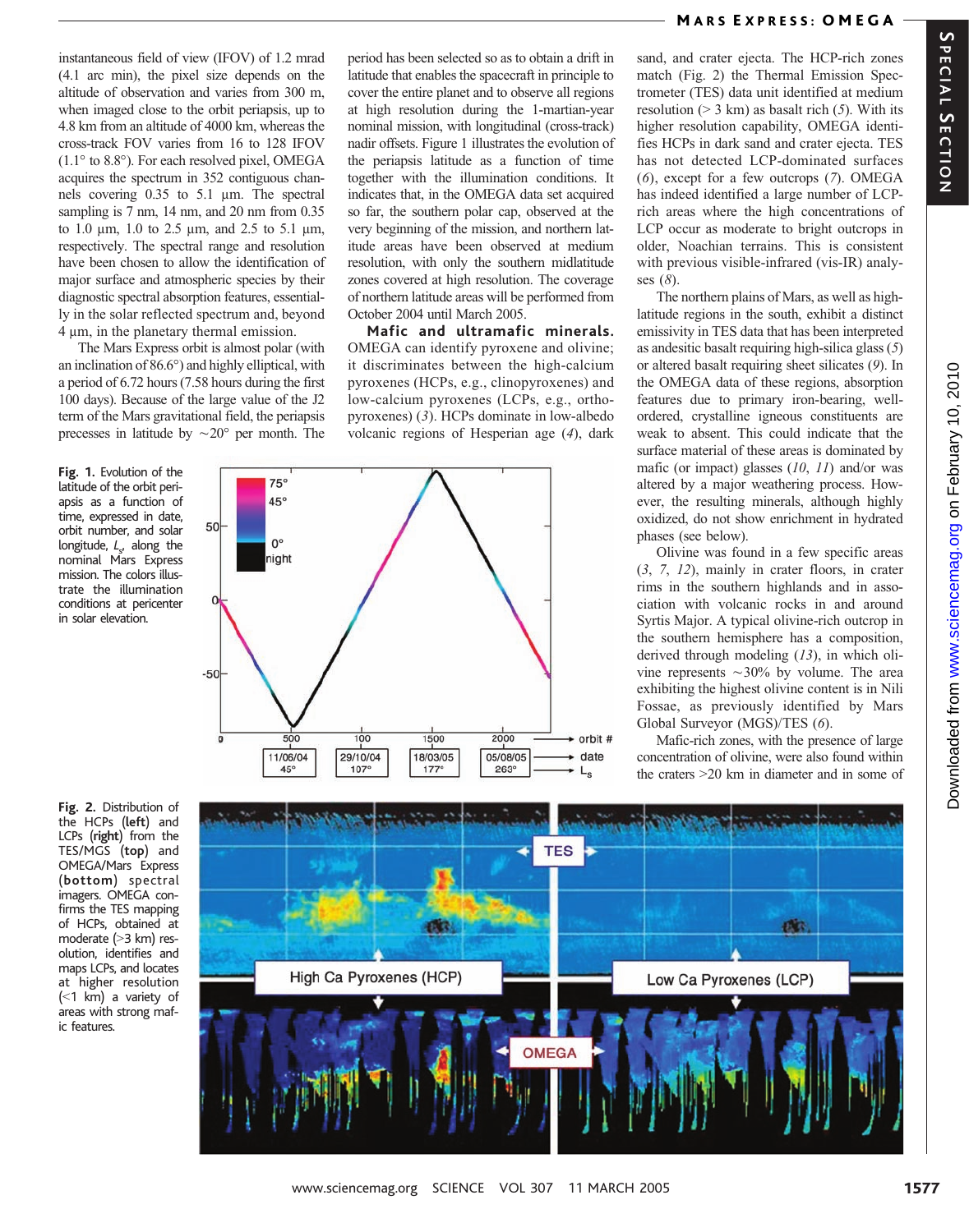instantaneous field of view (IFOV) of 1.2 mrad (4.1 arc min), the pixel size depends on the altitude of observation and varies from 300 m, when imaged close to the orbit periapsis, up to 4.8 km from an altitude of 4000 km, whereas the cross-track FOV varies from 16 to 128 IFOV (1.1° to 8.8°). For each resolved pixel, OMEGA acquires the spectrum in 352 contiguous channels covering 0.35 to 5.1 µm. The spectral sampling is 7 nm, 14 nm, and 20 nm from 0.35 to 1.0 µm, 1.0 to 2.5 µm, and 2.5 to 5.1 µm, respectively. The spectral range and resolution have been chosen to allow the identification of major surface and atmospheric species by their diagnostic spectral absorption features, essentially in the solar reflected spectrum and, beyond 4 µm, in the planetary thermal emission.

The Mars Express orbit is almost polar (with an inclination of 86.6°) and highly elliptical, with a period of 6.72 hours (7.58 hours during the first 100 days). Because of the large value of the J2 term of the Mars gravitational field, the periapsis precesses in latitude by ~20° per month. The period has been selected so as to obtain a drift in latitude that enables the spacecraft in principle to cover the entire planet and to observe all regions at high resolution during the 1-martian-year nominal mission, with longitudinal (cross-track) nadir offsets. Figure 1 illustrates the evolution of the periapsis latitude as a function of time together with the illumination conditions. It indicates that, in the OMEGA data set acquired so far, the southern polar cap, observed at the very beginning of the mission, and northern latitude areas have been observed at medium resolution, with only the southern midlatitude zones covered at high resolution. The coverage of northern latitude areas will be performed from October 2004 until March 2005.

**Mafic and ultramafic minerals.** OMEGA can identify pyroxene and olivine; it discriminates between the high-calcium pyroxenes (HCPs, e.g., clinopyroxenes) and low-calcium pyroxenes (LCPs, e.g., orthopyroxenes) (*3*). HCPs dominate in low-albedo volcanic regions of Hesperian age (*4*), dark sand, and crater ejecta. The HCP-rich zones match (Fig. 2) the Thermal Emission Spectrometer (TES) data unit identified at medium resolution (> 3 km) as basalt rich (*5*). With its higher resolution capability, OMEGA identifies HCPs in dark sand and crater ejecta. TES has not detected LCP-dominated surfaces (*6*), except for a few outcrops (*7*). OMEGA has indeed identified a large number of LCP-rich areas where the high concentrations of LCP occur as moderate to bright outcrops in older, Noachian terrains. This is consistent with previous visible-infrared (vis-IR) analyses (*8*).

The northern plains of Mars, as well as high-latitude regions in the south, exhibit a distinct emissivity in TES data that has been interpreted as andesitic basalt requiring high-silica glass (*5*) or altered basalt requiring sheet silicates (*9*). In the OMEGA data of these regions, absorption features due to primary iron-bearing, well-ordered, crystalline igneous constituents are weak to absent. This could indicate that the surface material of these areas is dominated by mafic (or impact) glasses (*10*, *11*) and/or was altered by a major weathering process. However, the resulting minerals, although highly oxidized, do not show enrichment in hydrated phases (see below).

Olivine was found in a few specific areas (*3*, *7*, *12*), mainly in crater floors, in crater rims in the southern highlands and in association with volcanic rocks in and around Syrtis Major. A typical olivine-rich outcrop in the southern hemisphere has a composition, derived through modeling (*13*), in which olivine represents ~30% by volume. The area exhibiting the highest olivine content is in Nili Fossae, as previously identified by Mars Global Surveyor (MGS)/TES (*6*).

Mafic-rich zones, with the presence of large concentration of olivine, were also found within the craters >20 km in diameter and in some of

**Fig. 1.** Evolution of the latitude of the orbit periapsis as a function of time, expressed in date, orbit number, and solar longitude, $L_s$, along the nominal Mars Express mission. The colors illustrate the illumination conditions at pericenter in solar elevation.

**Fig. 2.** Distribution of the HCPs (**left**) and LCPs (**right**) from the TES/MGS (**top**) and OMEGA/Mars Express (**bottom**) spectral imagers. OMEGA confirms the TES mapping of HCPs, obtained at moderate (>3 km) resolution, identifies and maps LCPs, and locates at higher resolution (<1 km) a variety of areas with strong mafic features.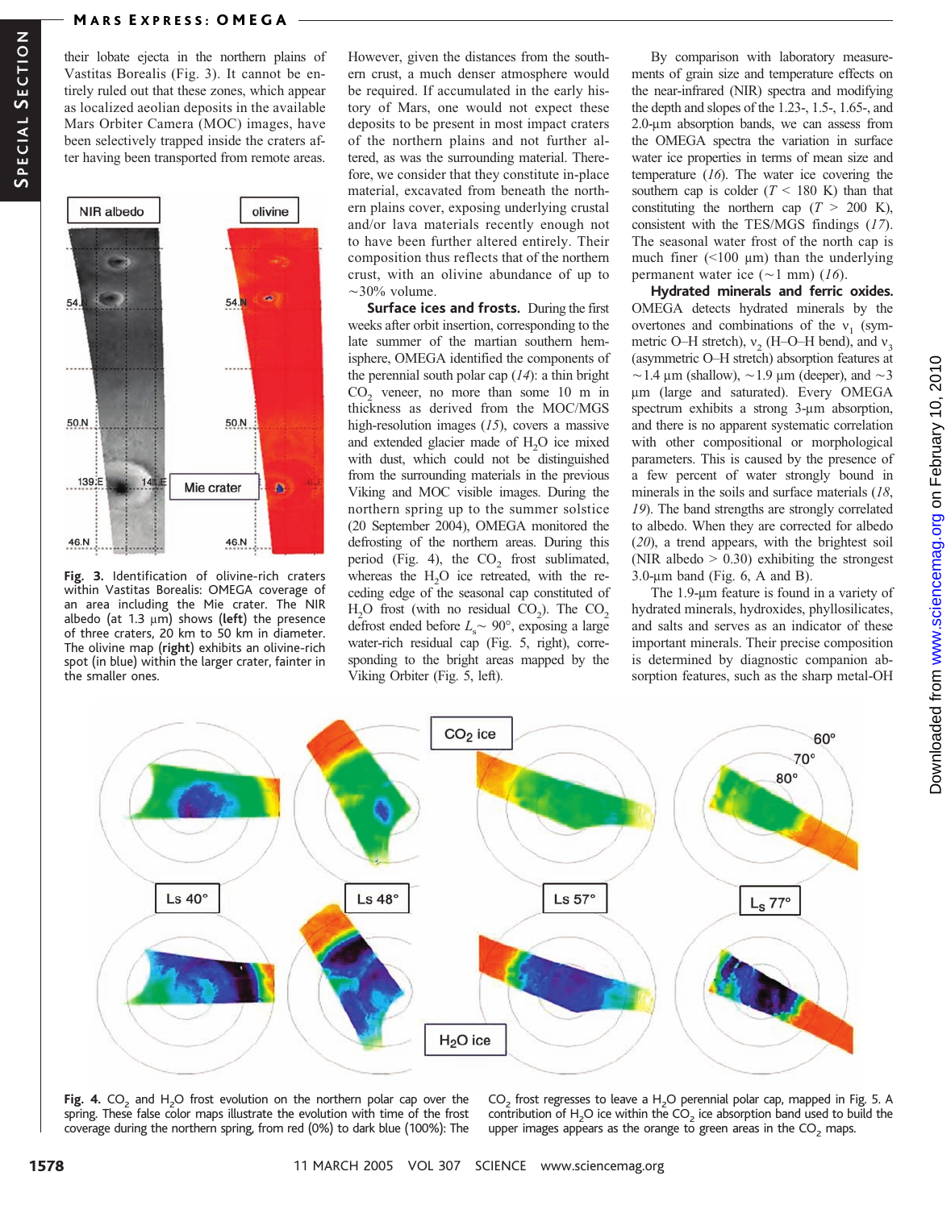their lobate ejecta in the northern plains of Vastitas Borealis (Fig. 3). It cannot be entirely ruled out that these zones, which appear as localized aeolian deposits in the available Mars Orbiter Camera (MOC) images, have been selectively trapped inside the craters after having been transported from remote areas.

**Fig. 3.** Identification of olivine-rich craters within Vastitas Borealis: OMEGA coverage of an area including the Mie crater. The NIR albedo (at 1.3 μm) shows (**left**) the presence of three craters, 20 km to 50 km in diameter. The olivine map (**right**) exhibits an olivine-rich spot (in blue) within the larger crater, fainter in the smaller ones.

However, given the distances from the southern crust, a much denser atmosphere would be required. If accumulated in the early history of Mars, one would not expect these deposits to be present in most impact craters of the northern plains and not further altered, as was the surrounding material. Therefore, we consider that they constitute in-place material, excavated from beneath the northern plains cover, exposing underlying crustal and/or lava materials recently enough not to have been further altered entirely. Their composition thus reflects that of the northern crust, with an olivine abundance of up to ~30% volume.

**Surface ices and frosts.** During the first weeks after orbit insertion, corresponding to the late summer of the martian southern hemisphere, OMEGA identified the components of the perennial south polar cap (*14*): a thin bright $CO_2$ veneer, no more than some 10 m in thickness as derived from the MOC/MGS high-resolution images (*15*), covers a massive and extended glacier made of $H_2O$ ice mixed with dust, which could not be distinguished from the surrounding materials in the previous Viking and MOC visible images. During the northern spring up to the summer solstice (20 September 2004), OMEGA monitored the defrosting of the northern areas. During this period (Fig. 4), the $CO_2$ frost sublimated, whereas the $H_2O$ ice retreated, with the receding edge of the seasonal cap constituted of $H_2O$ frost (with no residual $CO_2$). The $CO_2$ defrost ended before $L_s \sim 90°$, exposing a large water-rich residual cap (Fig. 5, right), corresponding to the bright areas mapped by the Viking Orbiter (Fig. 5, left).

By comparison with laboratory measurements of grain size and temperature effects on the near-infrared (NIR) spectra and modifying the depth and slopes of the 1.23-, 1.5-, 1.65-, and 2.0-μm absorption bands, we can assess from the OMEGA spectra the variation in surface water ice properties in terms of mean size and temperature (*16*). The water ice covering the southern cap is colder ($T$ < 180 K) than that constituting the northern cap ($T$ > 200 K), consistent with the TES/MGS findings (*17*). The seasonal water frost of the north cap is much finer (<100 μm) than the underlying permanent water ice (~1 mm) (*16*).

**Hydrated minerals and ferric oxides.** OMEGA detects hydrated minerals by the overtones and combinations of the $\nu_1$ (symmetric O–H stretch), $\nu_2$ (H–O–H bend), and $\nu_3$ (asymmetric O–H stretch) absorption features at ~1.4 μm (shallow), ~1.9 μm (deeper), and ~3 μm (large and saturated). Every OMEGA spectrum exhibits a strong 3-μm absorption, and there is no apparent systematic correlation with other compositional or morphological parameters. This is caused by the presence of a few percent of water strongly bound in minerals in the soils and surface materials (*18*, *19*). The band strengths are strongly correlated to albedo. When they are corrected for albedo (*20*), a trend appears, with the brightest soil (NIR albedo > 0.30) exhibiting the strongest 3.0-μm band (Fig. 6, A and B).

The 1.9-μm feature is found in a variety of hydrated minerals, hydroxides, phyllosilicates, and salts and serves as an indicator of these important minerals. Their precise composition is determined by diagnostic companion absorption features, such as the sharp metal-OH

**Fig. 4.** $CO_2$ and $H_2O$ frost evolution on the northern polar cap over the spring. These false color maps illustrate the evolution with time of the frost coverage during the northern spring, from red (0%) to dark blue (100%): The $CO_2$ frost regresses to leave a $H_2O$ perennial polar cap, mapped in Fig. 5. A contribution of $H_2O$ ice within the $CO_2$ ice absorption band used to build the upper images appears as the orange to green areas in the $CO_2$ maps.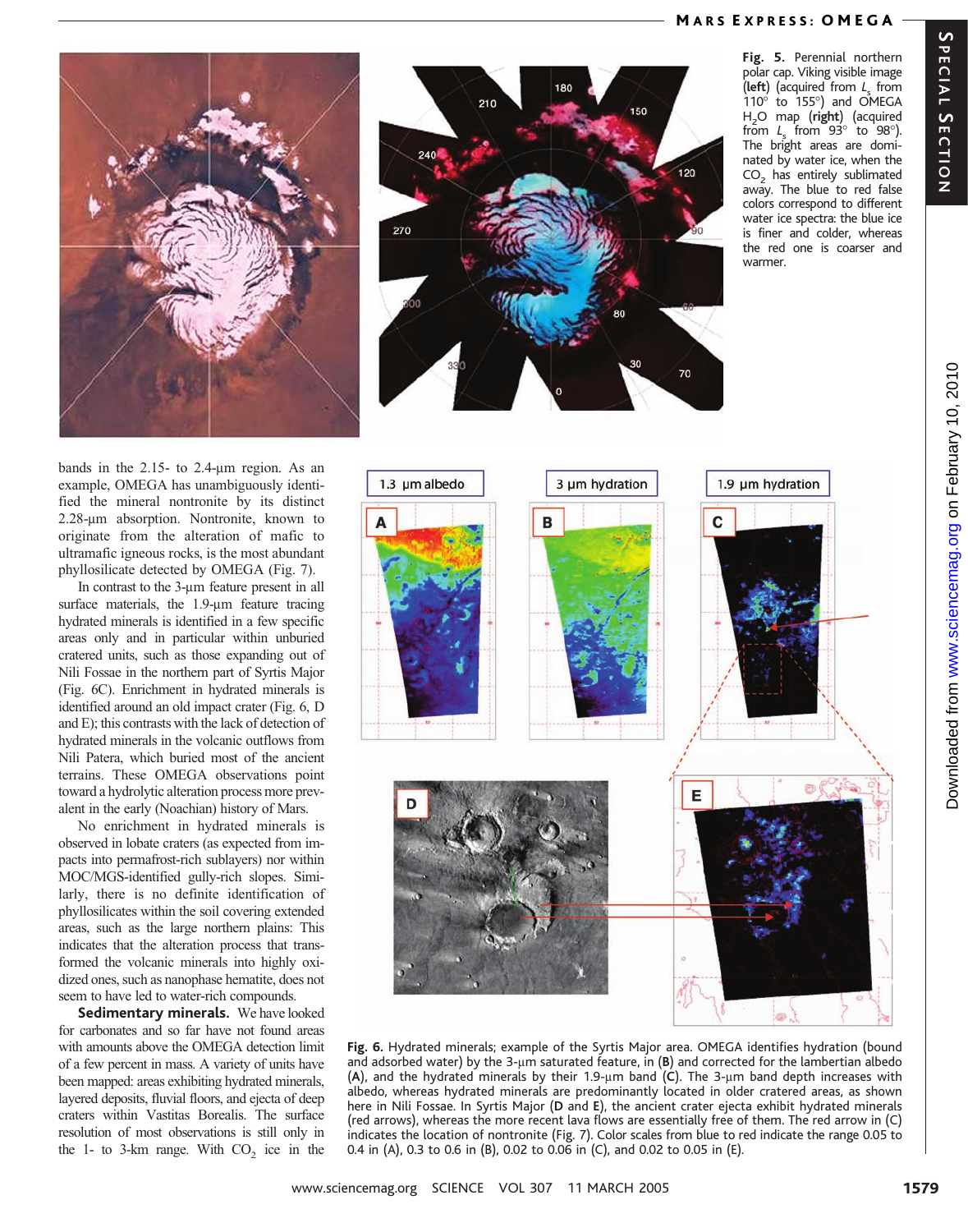Fig. 5. Perennial northern polar cap. Viking visible image (**left**) (acquired from $L_s$ from 110° to 155°) and OMEGA $H_2O$ map (**right**) (acquired from $L_s$ from 93° to 98°). The bright areas are dominated by water ice, when the $CO_2$ has entirely sublimated away. The blue to red false colors correspond to different water ice spectra: the blue ice is finer and colder, whereas the red one is coarser and warmer.

bands in the 2.15- to 2.4-μm region. As an example, OMEGA has unambiguously identified the mineral nontronite by its distinct 2.28-μm absorption. Nontronite, known to originate from the alteration of mafic to ultramafic igneous rocks, is the most abundant phyllosilicate detected by OMEGA (Fig. 7).

In contrast to the 3-μm feature present in all surface materials, the 1.9-μm feature tracing hydrated minerals is identified in a few specific areas only and in particular within unburied cratered units, such as those expanding out of Nili Fossae in the northern part of Syrtis Major (Fig. 6C). Enrichment in hydrated minerals is identified around an old impact crater (Fig. 6, D and E); this contrasts with the lack of detection of hydrated minerals in the volcanic outflows from Nili Patera, which buried most of the ancient terrains. These OMEGA observations point toward a hydrolytic alteration process more prevalent in the early (Noachian) history of Mars.

No enrichment in hydrated minerals is observed in lobate craters (as expected from impacts into permafrost-rich sublayers) nor within MOC/MGS-identified gully-rich slopes. Similarly, there is no definite identification of phyllosilicates within the soil covering extended areas, such as the large northern plains: This indicates that the alteration process that transformed the volcanic minerals into highly oxidized ones, such as nanophase hematite, does not seem to have led to water-rich compounds.

**Sedimentary minerals.** We have looked for carbonates and so far have not found areas with amounts above the OMEGA detection limit of a few percent in mass. A variety of units have been mapped: areas exhibiting hydrated minerals, layered deposits, fluvial floors, and ejecta of deep craters within Vastitas Borealis. The surface resolution of most observations is still only in the 1- to 3-km range. With $CO_2$ ice in the

Fig. 6. Hydrated minerals; example of the Syrtis Major area. OMEGA identifies hydration (bound and adsorbed water) by the 3-μm saturated feature, in (**B**) and corrected for the lambertian albedo (**A**), and the hydrated minerals by their 1.9-μm band (**C**). The 3-μm band depth increases with albedo, whereas hydrated minerals are predominantly located in older cratered areas, as shown here in Nili Fossae. In Syrtis Major (**D** and **E**), the ancient crater ejecta exhibit hydrated minerals (red arrows), whereas the more recent lava flows are essentially free of them. The red arrow in (C) indicates the location of nontronite (Fig. 7). Color scales from blue to red indicate the range 0.05 to 0.4 in (A), 0.3 to 0.6 in (B), 0.02 to 0.06 in (C), and 0.02 to 0.05 in (E).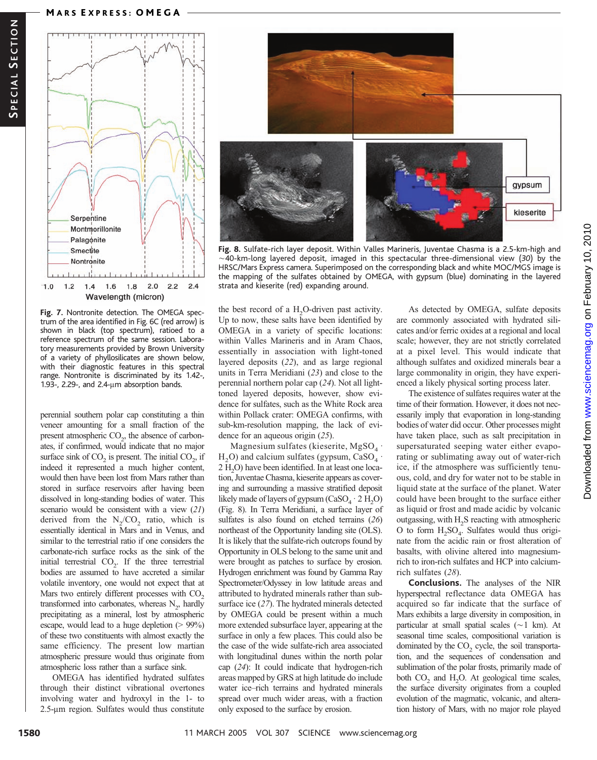**Fig. 7.** Nontronite detection. The OMEGA spectrum of the area identified in Fig. 6C (red arrow) is shown in black (top spectrum), ratioed to a reference spectrum of the same session. Laboratory measurements provided by Brown University of a variety of phyllosilicates are shown below, with their diagnostic features in this spectral range. Nontronite is discriminated by its 1.42-, 1.93-, 2.29-, and 2.4-μm absorption bands.

**Fig. 8.** Sulfate-rich layer deposit. Within Valles Marineris, Juventae Chasma is a 2.5-km-high and ~40-km-long layered deposit, imaged in this spectacular three-dimensional view (*30*) by the HRSC/Mars Express camera. Superimposed on the corresponding black and white MOC/MGS image is the mapping of the sulfates obtained by OMEGA, with gypsum (blue) dominating in the layered strata and kieserite (red) expanding around.

perennial southern polar cap constituting a thin veneer amounting for a small fraction of the present atmospheric $CO_2$, the absence of carbonates, if confirmed, would indicate that no major surface sink of $CO_2$ is present. The initial $CO_2$, if indeed it represented a much higher content, would then have been lost from Mars rather than stored in surface reservoirs after having been dissolved in long-standing bodies of water. This scenario would be consistent with a view (*21*) derived from the $N_2/CO_2$ ratio, which is essentially identical in Mars and in Venus, and similar to the terrestrial ratio if one considers the carbonate-rich surface rocks as the sink of the initial terrestrial $CO_2$. If the three terrestrial bodies are assumed to have accreted a similar volatile inventory, one would not expect that at Mars two entirely different processes with $CO_2$ transformed into carbonates, whereas $N_2$, hardly precipitating as a mineral, lost by atmospheric escape, would lead to a huge depletion (> 99%) of these two constituents with almost exactly the same efficiency. The present low martian atmospheric pressure would thus originate from atmospheric loss rather than a surface sink.

OMEGA has identified hydrated sulfates through their distinct vibrational overtones involving water and hydroxyl in the 1- to 2.5-μm region. Sulfates would thus constitute the best record of a $H_2O$-driven past activity. Up to now, these salts have been identified by OMEGA in a variety of specific locations: within Valles Marineris and in Aram Chaos, essentially in association with light-toned layered deposits (*22*), and as large regional units in Terra Meridiani (*23*) and close to the perennial northern polar cap (*24*). Not all light-toned layered deposits, however, show evidence for sulfates, such as the White Rock area within Pollack crater: OMEGA confirms, with sub-km-resolution mapping, the lack of evidence for an aqueous origin (*25*).

Magnesium sulfates (kieserite, $MgSO_4 \cdot H_2O$) and calcium sulfates (gypsum, $CaSO_4 \cdot 2\,H_2O$) have been identified. In at least one location, Juventae Chasma, kieserite appears as covering and surrounding a massive stratified deposit likely made of layers of gypsum ($CaSO_4 \cdot 2\,H_2O$) (Fig. 8). In Terra Meridiani, a surface layer of sulfates is also found on etched terrains (*26*) northeast of the Opportunity landing site (OLS). It is likely that the sulfate-rich outcrops found by Opportunity in OLS belong to the same unit and were brought as patches to surface by erosion. Hydrogen enrichment was found by Gamma Ray Spectrometer/Odyssey in low latitude areas and attributed to hydrated minerals rather than subsurface ice (*27*). The hydrated minerals detected by OMEGA could be present within a much more extended subsurface layer, appearing at the surface in only a few places. This could also be the case of the wide sulfate-rich area associated with longitudinal dunes within the north polar cap (*24*): It could indicate that hydrogen-rich areas mapped by GRS at high latitude do include water ice–rich terrains and hydrated minerals spread over much wider areas, with a fraction only exposed to the surface by erosion.

As detected by OMEGA, sulfate deposits are commonly associated with hydrated silicates and/or ferric oxides at a regional and local scale; however, they are not strictly correlated at a pixel level. This would indicate that although sulfates and oxidized minerals bear a large commonality in origin, they have experienced a likely physical sorting process later.

The existence of sulfates requires water at the time of their formation. However, it does not necessarily imply that evaporation in long-standing bodies of water did occur. Other processes might have taken place, such as salt precipitation in supersaturated seeping water either evaporating or sublimating away out of water-rich ice, if the atmosphere was sufficiently tenuous, cold, and dry for water not to be stable in liquid state at the surface of the planet. Water could have been brought to the surface either as liquid or frost and made acidic by volcanic outgassing, with $H_2S$ reacting with atmospheric O to form $H_2SO_4$. Sulfates would thus originate from the acidic rain or frost alteration of basalts, with olivine altered into magnesium-rich to iron-rich sulfates and HCP into calcium-rich sulfates (*28*).

**Conclusions.** The analyses of the NIR hyperspectral reflectance data OMEGA has acquired so far indicate that the surface of Mars exhibits a large diversity in composition, in particular at small spatial scales (~1 km). At seasonal time scales, compositional variation is dominated by the $CO_2$ cycle, the soil transportation, and the sequences of condensation and sublimation of the polar frosts, primarily made of both $CO_2$ and $H_2O$. At geological time scales, the surface diversity originates from a coupled evolution of the magmatic, volcanic, and alteration history of Mars, with no major role played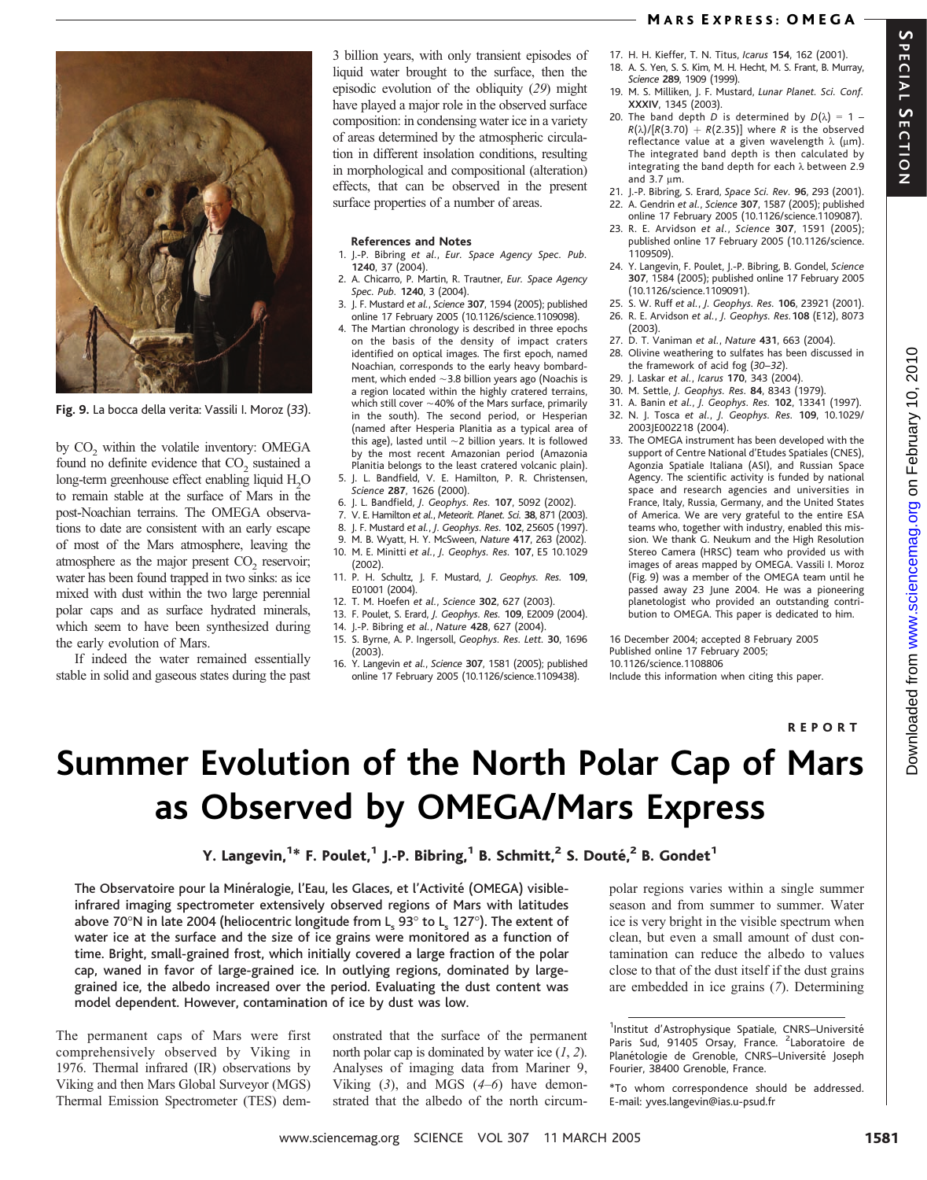Fig. 9. La bocca della verita: Vassili I. Moroz (*33*).

by $CO_2$ within the volatile inventory: OMEGA found no definite evidence that $CO_2$ sustained a long-term greenhouse effect enabling liquid $H_2O$ to remain stable at the surface of Mars in the post-Noachian terrains. The OMEGA observations to date are consistent with an early escape of most of the Mars atmosphere, leaving the atmosphere as the major present $CO_2$ reservoir; water has been found trapped in two sinks: as ice mixed with dust within the two large perennial polar caps and as surface hydrated minerals, which seem to have been synthesized during the early evolution of Mars.

If indeed the water remained essentially stable in solid and gaseous states during the past 3 billion years, with only transient episodes of liquid water brought to the surface, then the episodic evolution of the obliquity (*29*) might have played a major role in the observed surface composition: in condensing water ice in a variety of areas determined by the atmospheric circulation in different insolation conditions, resulting in morphological and compositional (alteration) effects, that can be observed in the present surface properties of a number of areas.

### References and Notes

1. J.-P. Bibring *et al.*, *Eur. Space Agency Spec. Pub.* **1240**, 37 (2004).
2. A. Chicarro, P. Martin, R. Trautner, *Eur. Space Agency Spec. Pub.* **1240**, 3 (2004).
3. J. F. Mustard *et al.*, *Science* **307**, 1594 (2005); published online 17 February 2005 (10.1126/science.1109098).
4. The Martian chronology is described in three epochs on the basis of the density of impact craters identified on optical images. The first epoch, named Noachian, corresponds to the early heavy bombardment, which ended ~3.8 billion years ago (Noachis is a region located within the highly cratered terrains, which still cover ~40% of the Mars surface, primarily in the south). The second period, or Hesperian (named after Hesperia Planitia as a typical area of this age), lasted until ~2 billion years. It is followed by the most recent Amazonian period (Amazonia Planitia belongs to the least cratered volcanic plain).
5. J. L. Bandfield, V. E. Hamilton, P. R. Christensen, *Science* **287**, 1626 (2000).
6. J. L. Bandfield, *J. Geophys. Res.* **107**, 5092 (2002).
7. V. E. Hamilton *et al.*, *Meteorit. Planet. Sci.* **38**, 871 (2003).
8. J. F. Mustard *et al.*, *J. Geophys. Res.* **102**, 25605 (1997).
9. M. B. Wyatt, H. Y. McSween, *Nature* **417**, 263 (2002).
10. M. E. Minitti *et al.*, *J. Geophys. Res.* **107**, E5 10.1029 (2002).
11. P. H. Schultz, J. F. Mustard, *J. Geophys. Res.* **109**, E01001 (2004).
12. T. M. Hoefen *et al.*, *Science* **302**, 627 (2003).
13. F. Poulet, S. Erard, *J. Geophys. Res.* **109**, E2009 (2004).
14. J.-P. Bibring *et al.*, *Nature* **428**, 627 (2004).
15. S. Byrne, A. P. Ingersoll, *Geophys. Res. Lett.* **30**, 1696 (2003).
16. Y. Langevin *et al.*, *Science* **307**, 1581 (2005); published online 17 February 2005 (10.1126/science.1109438).
17. H. H. Kieffer, T. N. Titus, *Icarus* **154**, 162 (2001).
18. A. S. Yen, S. S. Kim, M. H. Hecht, M. S. Frant, B. Murray, *Science* **289**, 1909 (1999).
19. M. S. Milliken, J. F. Mustard, *Lunar Planet. Sci. Conf.* **XXXIV**, 1345 (2003).
20. The band depth $D$ is determined by $D(\lambda) = 1 - R(\lambda)/[R(3.70) + R(2.35)]$ where $R$ is the observed reflectance value at a given wavelength $\lambda$ (μm). The integrated band depth is then calculated by integrating the band depth for each $\lambda$ between 2.9 and 3.7 μm.
21. J.-P. Bibring, S. Erard, *Space Sci. Rev.* **96**, 293 (2001).
22. A. Gendrin *et al.*, *Science* **307**, 1587 (2005); published online 17 February 2005 (10.1126/science.1109087).
23. R. E. Arvidson *et al.*, *Science* **307**, 1591 (2005); published online 17 February 2005 (10.1126/science.1109509).
24. Y. Langevin, F. Poulet, J.-P. Bibring, B. Gondel, *Science* **307**, 1584 (2005); published online 17 February 2005 (10.1126/science.1109091).
25. S. W. Ruff *et al.*, *J. Geophys. Res.* **106**, 23921 (2001).
26. R. E. Arvidson *et al.*, *J. Geophys. Res.* **108** (E12), 8073 (2003).
27. D. T. Vaniman *et al.*, *Nature* **431**, 663 (2004).
28. Olivine weathering to sulfates has been discussed in the framework of acid fog (*30–32*).
29. J. Laskar *et al.*, *Icarus* **170**, 343 (2004).
30. M. Settle, *J. Geophys. Res.* **84**, 8343 (1979).
31. A. Banin *et al.*, *J. Geophys. Res.* **102**, 13341 (1997).
32. N. J. Tosca *et al.*, *J. Geophys. Res.* **109**, 10.1029/2003JE002218 (2004).
33. The OMEGA instrument has been developed with the support of Centre National d'Etudes Spatiales (CNES), Agonzia Spaziale Italiana (ASI), and Russian Space Agency. The scientific activity is funded by national space and research agencies and universities in France, Italy, Russia, Germany, and the United States of America. We are very grateful to the entire ESA teams who, together with industry, enabled this mission. We thank G. Neukum and the High Resolution Stereo Camera (HRSC) team who provided us with images of areas mapped by OMEGA. Vassili I. Moroz (Fig. 9) was a member of the OMEGA team until he passed away 23 June 2004. He was a pioneering planetologist who provided an outstanding contribution to OMEGA. This paper is dedicated to him.

16 December 2004; accepted 8 February 2005
Published online 17 February 2005;
10.1126/science.1108806
Include this information when citing this paper.

REPORT

# Summer Evolution of the North Polar Cap of Mars as Observed by OMEGA/Mars Express

**Y. Langevin,[1]* F. Poulet,[1] J.-P. Bibring,[1] B. Schmitt,[2] S. Douté,[2] B. Gondet[1]**

**The Observatoire pour la Minéralogie, l'Eau, les Glaces, et l'Activité (OMEGA) visible-infrared imaging spectrometer extensively observed regions of Mars with latitudes above 70°N in late 2004 (heliocentric longitude from $L_s$ 93° to $L_s$ 127°). The extent of water ice at the surface and the size of ice grains were monitored as a function of time. Bright, small-grained frost, which initially covered a large fraction of the polar cap, waned in favor of large-grained ice. In outlying regions, dominated by large-grained ice, the albedo increased over the period. Evaluating the dust content was model dependent. However, contamination of ice by dust was low.**

The permanent caps of Mars were first comprehensively observed by Viking in 1976. Thermal infrared (IR) observations by Viking and then Mars Global Surveyor (MGS) Thermal Emission Spectrometer (TES) demonstrated that the surface of the permanent north polar cap is dominated by water ice (*1*, *2*). Analyses of imaging data from Mariner 9, Viking (*3*), and MGS (*4–6*) have demonstrated that the albedo of the north circumpolar regions varies within a single summer season and from summer to summer. Water ice is very bright in the visible spectrum when clean, but even a small amount of dust contamination can reduce the albedo to values close to that of the dust itself if the dust grains are embedded in ice grains (*7*). Determining

[1]Institut d'Astrophysique Spatiale, CNRS–Université Paris Sud, 91405 Orsay, France. [2]Laboratoire de Planétologie de Grenoble, CNRS–Université Joseph Fourier, 38400 Grenoble, France.

*To whom correspondence should be addressed. E-mail: yves.langevin@ias.u-psud.fr